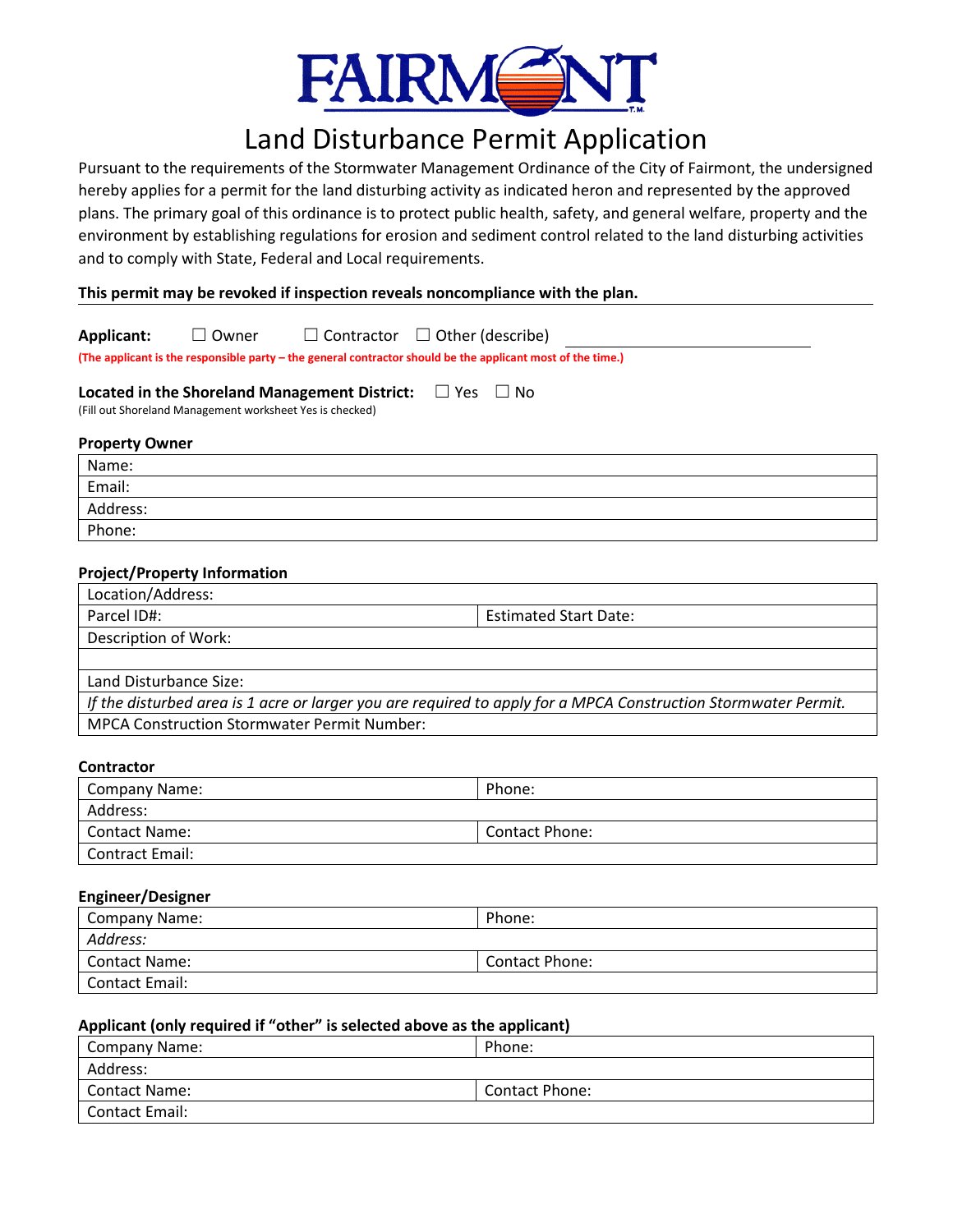# FAIRMONT

## Land Disturbance Permit Application

Pursuant to the requirements of the Stormwater Management Ordinance of the City of Fairmont, the undersigned hereby applies for a permit for the land disturbing activity as indicated heron and represented by the approved plans. The primary goal of this ordinance is to protect public health, safety, and general welfare, property and the environment by establishing regulations for erosion and sediment control related to the land disturbing activities and to comply with State, Federal and Local requirements.

**This permit may be revoked if inspection reveals noncompliance with the plan.**

**Applicant:** ☐ Owner ☐ Contractor ☐ Other (describe) ______________________

**(The applicant is the responsible party – the general contractor should be the applicant most of the time.)**

**Located in the Shoreland Management District:** ☐ Yes ☐ No

(Fill out Shoreland Management worksheet Yes is checked)

### Property Owner

| Name: |
|---|
| Email: |
| Address: |
| Phone: |

### Project/Property Information

| Location/Address: | |
|---|---|
| Parcel ID#: | Estimated Start Date: |
| Description of Work: | |
| | |
| Land Disturbance Size: | |
| *If the disturbed area is 1 acre or larger you are required to apply for a MPCA Construction Stormwater Permit.* | |
| MPCA Construction Stormwater Permit Number: | |

### Contractor

| Company Name: | Phone: |
|---|---|
| Address: | |
| Contact Name: | Contact Phone: |
| Contract Email: | |

### Engineer/Designer

| Company Name: | Phone: |
|---|---|
| *Address:* | |
| Contact Name: | Contact Phone: |
| Contact Email: | |

### Applicant (only required if "other" is selected above as the applicant)

| Company Name: | Phone: |
|---|---|
| Address: | |
| Contact Name: | Contact Phone: |
| Contact Email: | |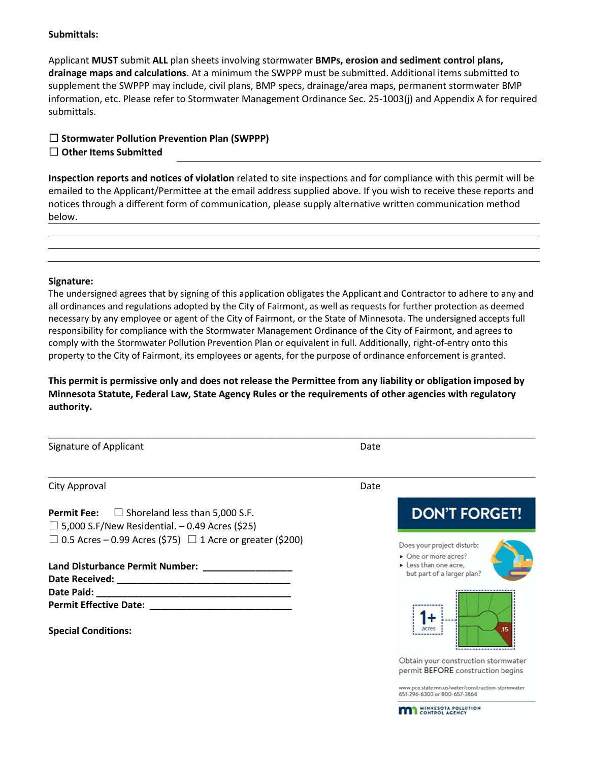**Submittals:**

Applicant **MUST** submit **ALL** plan sheets involving stormwater **BMPs, erosion and sediment control plans, drainage maps and calculations**. At a minimum the SWPPP must be submitted. Additional items submitted to supplement the SWPPP may include, civil plans, BMP specs, drainage/area maps, permanent stormwater BMP information, etc. Please refer to Stormwater Management Ordinance Sec. 25-1003(j) and Appendix A for required submittals.

☐ **Stormwater Pollution Prevention Plan (SWPPP)**
☐ **Other Items Submitted** ______________________________

**Inspection reports and notices of violation** related to site inspections and for compliance with this permit will be emailed to the Applicant/Permittee at the email address supplied above. If you wish to receive these reports and notices through a different form of communication, please supply alternative written communication method below.

______________________________________________

______________________________________________

______________________________________________

**Signature:**
The undersigned agrees that by signing of this application obligates the Applicant and Contractor to adhere to any and all ordinances and regulations adopted by the City of Fairmont, as well as requests for further protection as deemed necessary by any employee or agent of the City of Fairmont, or the State of Minnesota. The undersigned accepts full responsibility for compliance with the Stormwater Management Ordinance of the City of Fairmont, and agrees to comply with the Stormwater Pollution Prevention Plan or equivalent in full. Additionally, right-of-entry onto this property to the City of Fairmont, its employees or agents, for the purpose of ordinance enforcement is granted.

**This permit is permissive only and does not release the Permittee from any liability or obligation imposed by Minnesota Statute, Federal Law, State Agency Rules or the requirements of other agencies with regulatory authority.**

______________________________________________

Signature of Applicant Date

______________________________________________

City Approval Date

**Permit Fee:** ☐ Shoreland less than 5,000 S.F.
☐ 5,000 S.F/New Residential. – 0.49 Acres ($25)
☐ 0.5 Acres – 0.99 Acres ($75) ☐ 1 Acre or greater ($200)

**Land Disturbance Permit Number:** ________________
**Date Received:** ________________
**Date Paid:** ________________
**Permit Effective Date:** ________________

**Special Conditions:**

**DON'T FORGET!**

Does your project disturb:
- One or more acres?
- Less than one acre, but part of a larger plan?

1+ acres

.15

Obtain your construction stormwater permit BEFORE construction begins

www.pca.state.mn.us/water/construction-stormwater
651-296-6300 or 800-657-3864

MINNESOTA POLLUTION CONTROL AGENCY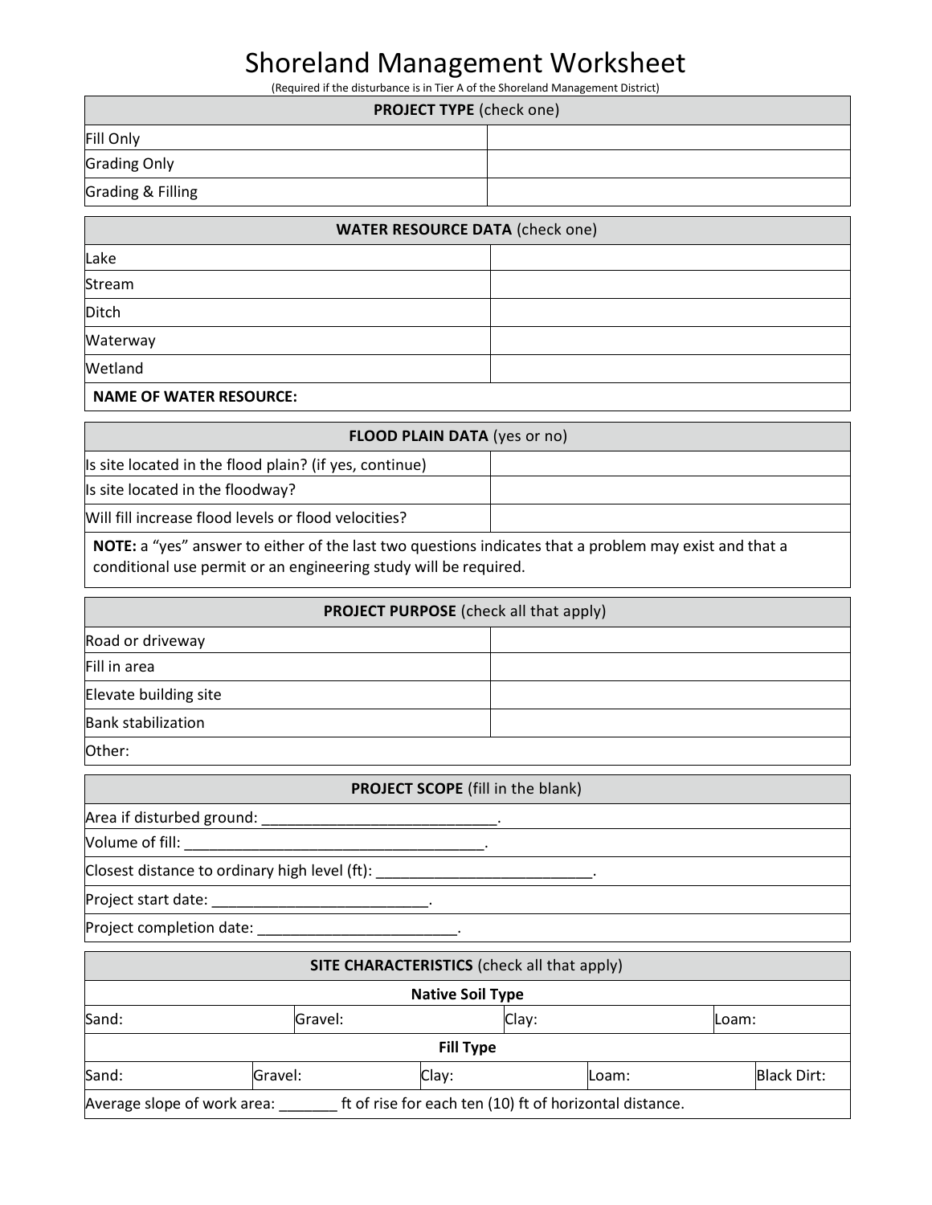# Shoreland Management Worksheet

(Required if the disturbance is in Tier A of the Shoreland Management District)

| **PROJECT TYPE** (check one) | |
|---|---|
| Fill Only | |
| Grading Only | |
| Grading & Filling | |

| **WATER RESOURCE DATA** (check one) | |
|---|---|
| Lake | |
| Stream | |
| Ditch | |
| Waterway | |
| Wetland | |
| **NAME OF WATER RESOURCE:** | |

| **FLOOD PLAIN DATA** (yes or no) | |
|---|---|
| Is site located in the flood plain? (if yes, continue) | |
| Is site located in the floodway? | |
| Will fill increase flood levels or flood velocities? | |
| **NOTE:** a "yes" answer to either of the last two questions indicates that a problem may exist and that a conditional use permit or an engineering study will be required. | |

| **PROJECT PURPOSE** (check all that apply) | |
|---|---|
| Road or driveway | |
| Fill in area | |
| Elevate building site | |
| Bank stabilization | |
| Other: | |

| **PROJECT SCOPE** (fill in the blank) |
|---|
| Area if disturbed ground: ____________________________. |
| Volume of fill: ____________________________________. |
| Closest distance to ordinary high level (ft): __________________________. |
| Project start date: __________________________. |
| Project completion date: ________________________. |

| **SITE CHARACTERISTICS** (check all that apply) | | | | |
|---|---|---|---|---|
| **Native Soil Type** | | | | |
| Sand: | Gravel: | Clay: | Loam: | |
| **Fill Type** | | | | |
| Sand: | Gravel: | Clay: | Loam: | Black Dirt: |
| Average slope of work area: _______ ft of rise for each ten (10) ft of horizontal distance. | | | | |